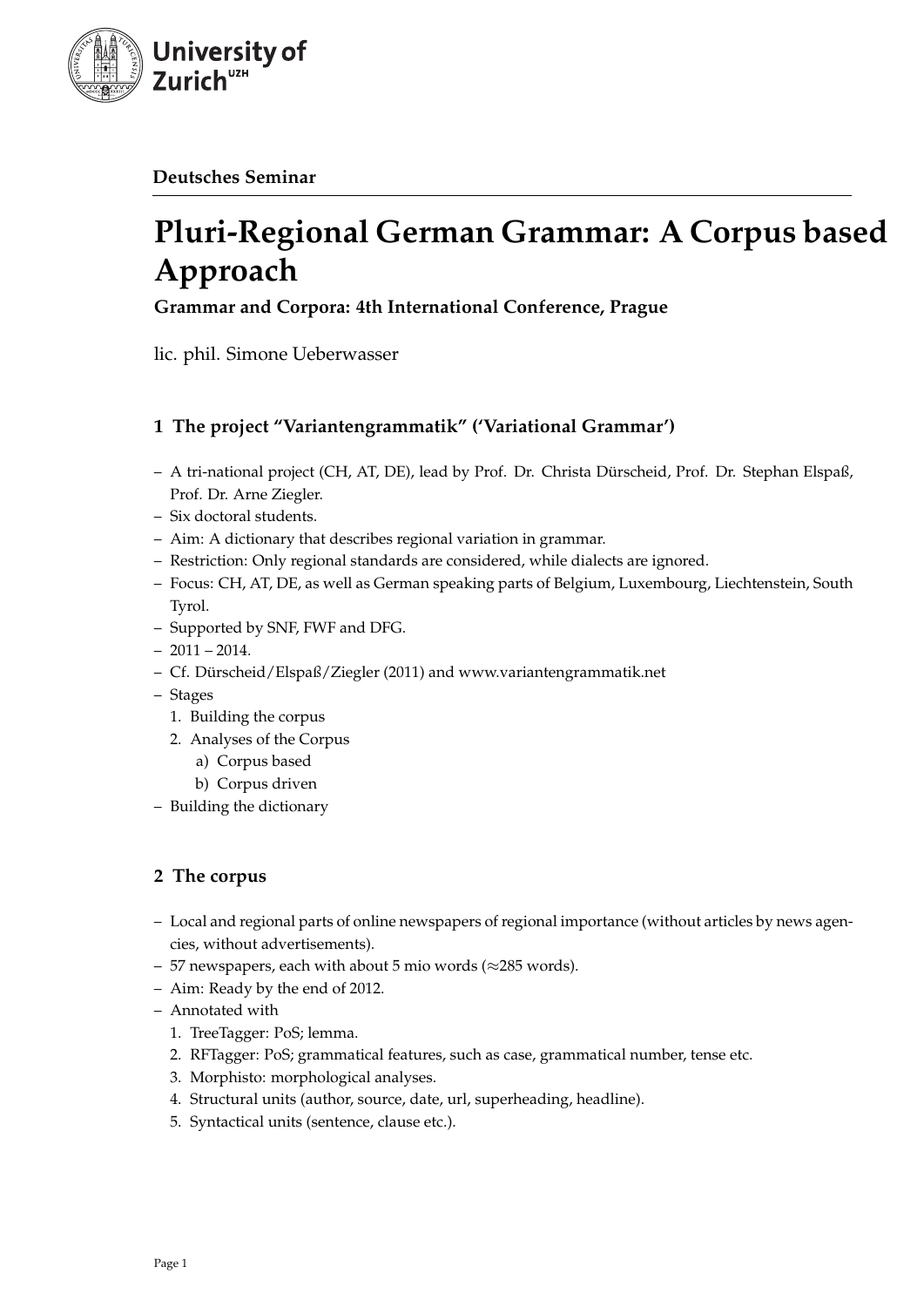**University of Zurich** UZH

**Deutsches Seminar**

# Pluri-Regional German Grammar: A Corpus based Approach

**Grammar and Corpora: 4th International Conference, Prague**

lic. phil. Simone Ueberwasser

## 1 The project "Variantengrammatik" ('Variational Grammar')

- A tri-national project (CH, AT, DE), lead by Prof. Dr. Christa Dürscheid, Prof. Dr. Stephan Elspaß, Prof. Dr. Arne Ziegler.
- Six doctoral students.
- Aim: A dictionary that describes regional variation in grammar.
- Restriction: Only regional standards are considered, while dialects are ignored.
- Focus: CH, AT, DE, as well as German speaking parts of Belgium, Luxembourg, Liechtenstein, South Tyrol.
- Supported by SNF, FWF and DFG.
- 2011 – 2014.
- Cf. Dürscheid/Elspaß/Ziegler (2011) and www.variantengrammatik.net
- Stages
  1. Building the corpus
  2. Analyses of the Corpus
     a) Corpus based
     b) Corpus driven
- Building the dictionary

## 2 The corpus

- Local and regional parts of online newspapers of regional importance (without articles by news agencies, without advertisements).
- 57 newspapers, each with about 5 mio words (≈285 words).
- Aim: Ready by the end of 2012.
- Annotated with
  1. TreeTagger: PoS; lemma.
  2. RFTagger: PoS; grammatical features, such as case, grammatical number, tense etc.
  3. Morphisto: morphological analyses.
  4. Structural units (author, source, date, url, superheading, headline).
  5. Syntactical units (sentence, clause etc.).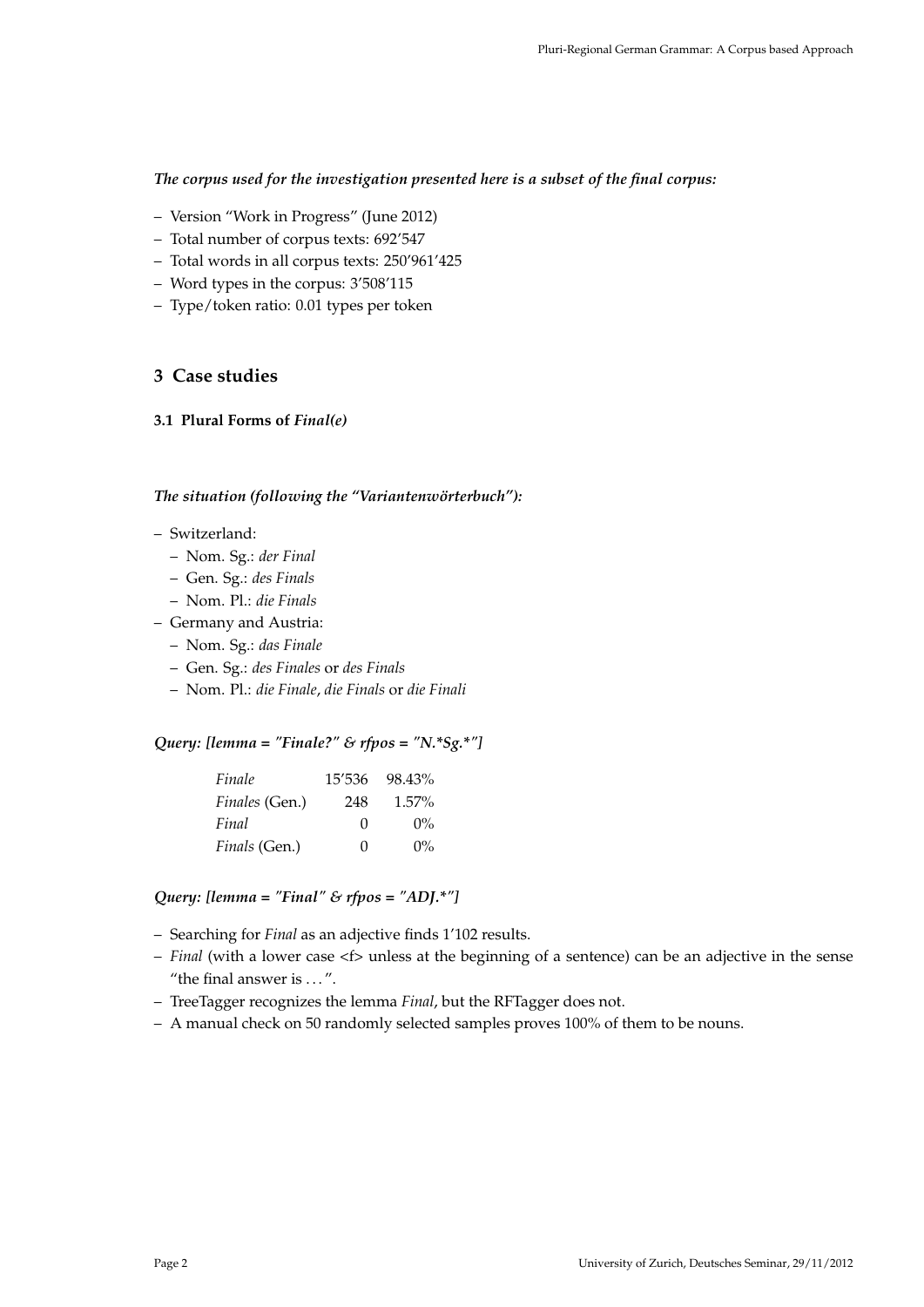***The corpus used for the investigation presented here is a subset of the final corpus:***

- Version “Work in Progress” (June 2012)
- Total number of corpus texts: 692’547
- Total words in all corpus texts: 250’961’425
- Word types in the corpus: 3’508’115
- Type/token ratio: 0.01 types per token

## 3 Case studies

### 3.1 Plural Forms of *Final(e)*

***The situation (following the “Variantenwörterbuch”):***

- Switzerland:
  - Nom. Sg.: *der Final*
  - Gen. Sg.: *des Finals*
  - Nom. Pl.: *die Finals*
- Germany and Austria:
  - Nom. Sg.: *das Finale*
  - Gen. Sg.: *des Finales* or *des Finals*
  - Nom. Pl.: *die Finale*, *die Finals* or *die Finali*

***Query: [lemma = "Finale?" & rfpos = "N.*Sg.*"]***

| | | |
|---|---|---|
| *Finale* | 15’536 | 98.43% |
| *Finales* (Gen.) | 248 | 1.57% |
| *Final* | 0 | 0% |
| *Finals* (Gen.) | 0 | 0% |

***Query: [lemma = "Final" & rfpos = "ADJ.*"]***

- Searching for *Final* as an adjective finds 1’102 results.
- *Final* (with a lower case <f> unless at the beginning of a sentence) can be an adjective in the sense “the final answer is . . . ”.
- TreeTagger recognizes the lemma *Final*, but the RFTagger does not.
- A manual check on 50 randomly selected samples proves 100% of them to be nouns.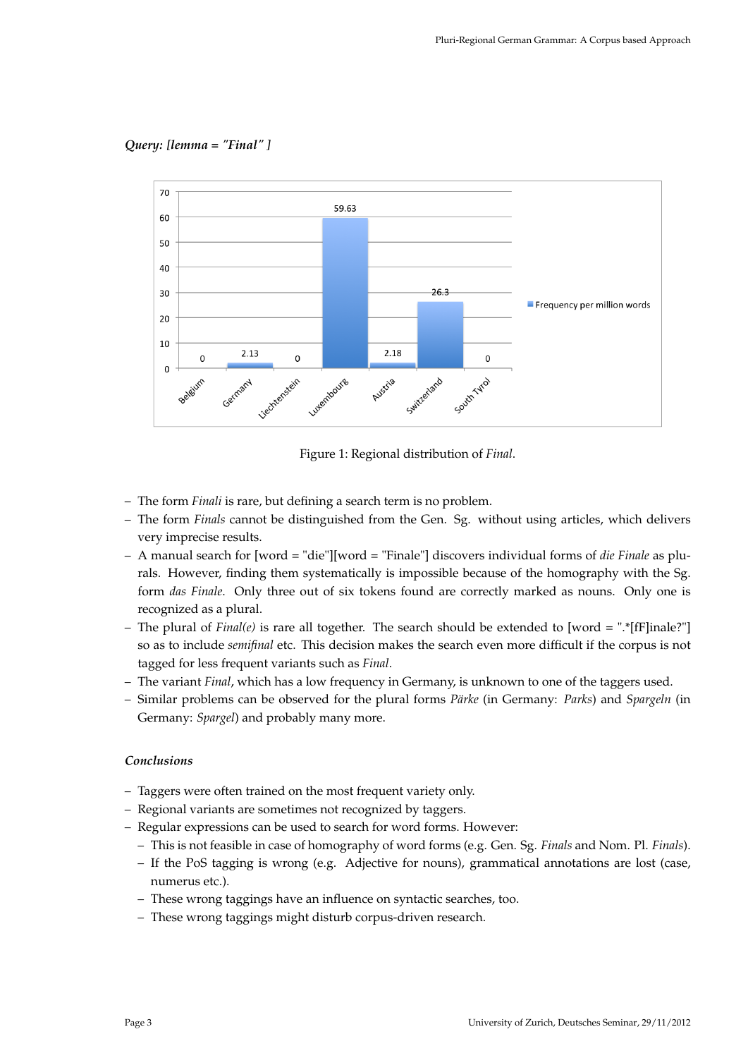***Query: [lemma = "Final" ]***

Figure 1: Regional distribution of *Final*.

- The form *Finali* is rare, but defining a search term is no problem.
- The form *Finals* cannot be distinguished from the Gen. Sg. without using articles, which delivers very imprecise results.
- A manual search for [word = "die"][word = "Finale"] discovers individual forms of *die Finale* as plurals. However, finding them systematically is impossible because of the homography with the Sg. form *das Finale*. Only three out of six tokens found are correctly marked as nouns. Only one is recognized as a plural.
- The plural of *Final(e)* is rare all together. The search should be extended to [word = ".*[fF]inale?"] so as to include *semifinal* etc. This decision makes the search even more difficult if the corpus is not tagged for less frequent variants such as *Final*.
- The variant *Final*, which has a low frequency in Germany, is unknown to one of the taggers used.
- Similar problems can be observed for the plural forms *Pärke* (in Germany: *Parks*) and *Spargeln* (in Germany: *Spargel*) and probably many more.

***Conclusions***

- Taggers were often trained on the most frequent variety only.
- Regional variants are sometimes not recognized by taggers.
- Regular expressions can be used to search for word forms. However:
  - This is not feasible in case of homography of word forms (e.g. Gen. Sg. *Finals* and Nom. Pl. *Finals*).
  - If the PoS tagging is wrong (e.g. Adjective for nouns), grammatical annotations are lost (case, numerus etc.).
  - These wrong taggings have an influence on syntactic searches, too.
  - These wrong taggings might disturb corpus-driven research.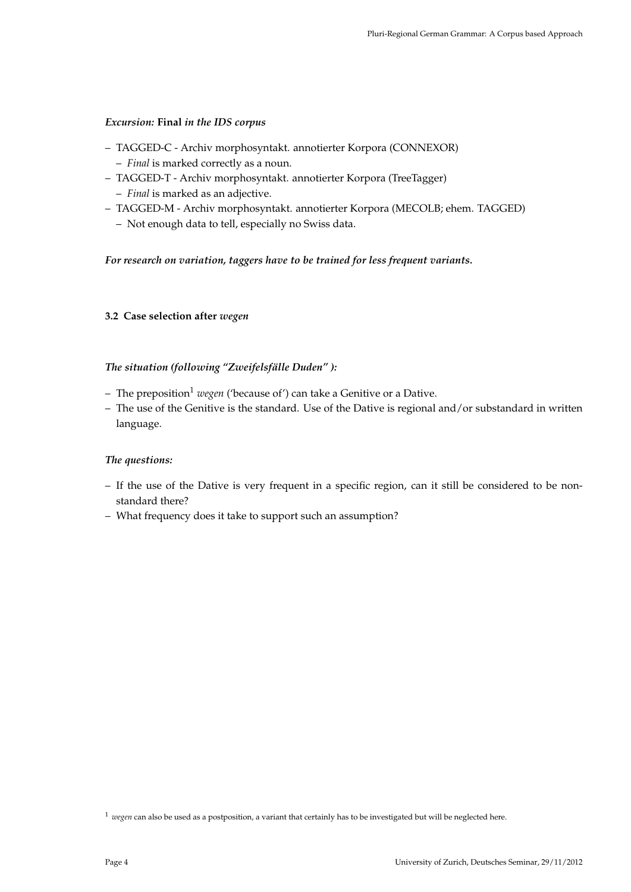***Excursion:* Final *in the IDS corpus***

- TAGGED-C - Archiv morphosyntakt. annotierter Korpora (CONNEXOR)
  - *Final* is marked correctly as a noun.
- TAGGED-T - Archiv morphosyntakt. annotierter Korpora (TreeTagger)
  - *Final* is marked as an adjective.
- TAGGED-M - Archiv morphosyntakt. annotierter Korpora (MECOLB; ehem. TAGGED)
  - Not enough data to tell, especially no Swiss data.

***For research on variation, taggers have to be trained for less frequent variants.***

### 3.2 Case selection after *wegen*

***The situation (following "Zweifelsfälle Duden" ):***

- The preposition[1] *wegen* ('because of') can take a Genitive or a Dative.
- The use of the Genitive is the standard. Use of the Dative is regional and/or substandard in written language.

***The questions:***

- If the use of the Dative is very frequent in a specific region, can it still be considered to be non-standard there?
- What frequency does it take to support such an assumption?

[1] *wegen* can also be used as a postposition, a variant that certainly has to be investigated but will be neglected here.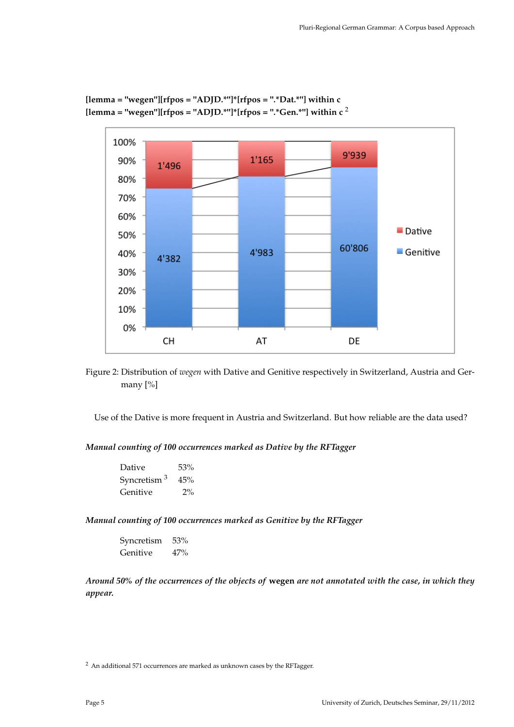**[lemma = "wegen"][rfpos = "ADJD.*"]*[rfpos = ".*Dat.*"] within c**
**[lemma = "wegen"][rfpos = "ADJD.*"]*[rfpos = ".*Gen.*"] within c** [2]

Figure 2: Distribution of *wegen* with Dative and Genitive respectively in Switzerland, Austria and Germany [%]

Use of the Dative is more frequent in Austria and Switzerland. But how reliable are the data used?

*Manual counting of 100 occurrences marked as Dative by the RFTagger*

| | |
|---|---|
| Dative | 53% |
| Syncretism [3] | 45% |
| Genitive | 2% |

*Manual counting of 100 occurrences marked as Genitive by the RFTagger*

| | |
|---|---|
| Syncretism | 53% |
| Genitive | 47% |

***Around 50% of the occurrences of the objects of* wegen *are not annotated with the case, in which they appear.***

[2] An additional 571 occurrences are marked as unknown cases by the RFTagger.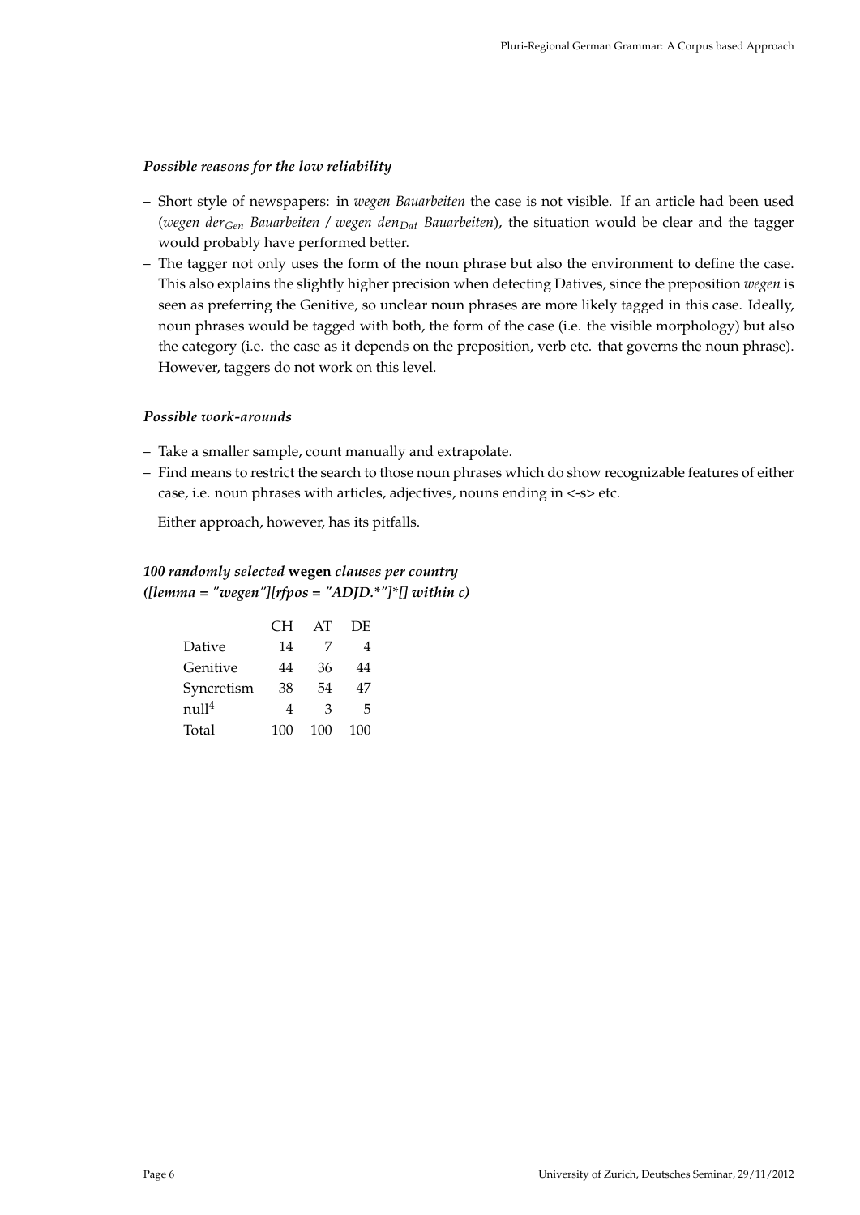### *Possible reasons for the low reliability*

- Short style of newspapers: in *wegen Bauarbeiten* the case is not visible. If an article had been used (*wegen der$_{Gen}$ Bauarbeiten / wegen den$_{Dat}$ Bauarbeiten*), the situation would be clear and the tagger would probably have performed better.
- The tagger not only uses the form of the noun phrase but also the environment to define the case. This also explains the slightly higher precision when detecting Datives, since the preposition *wegen* is seen as preferring the Genitive, so unclear noun phrases are more likely tagged in this case. Ideally, noun phrases would be tagged with both, the form of the case (i.e. the visible morphology) but also the category (i.e. the case as it depends on the preposition, verb etc. that governs the noun phrase). However, taggers do not work on this level.

### *Possible work-arounds*

- Take a smaller sample, count manually and extrapolate.
- Find means to restrict the search to those noun phrases which do show recognizable features of either case, i.e. noun phrases with articles, adjectives, nouns ending in <-s> etc.

Either approach, however, has its pitfalls.

### *100 randomly selected* **wegen** *clauses per country*
### *([lemma = "wegen"][rfpos = "ADJD.*"]*[] within c)*

| | CH | AT | DE |
|---|---|---|---|
| Dative | 14 | 7 | 4 |
| Genitive | 44 | 36 | 44 |
| Syncretism | 38 | 54 | 47 |
| null[4] | 4 | 3 | 5 |
| Total | 100 | 100 | 100 |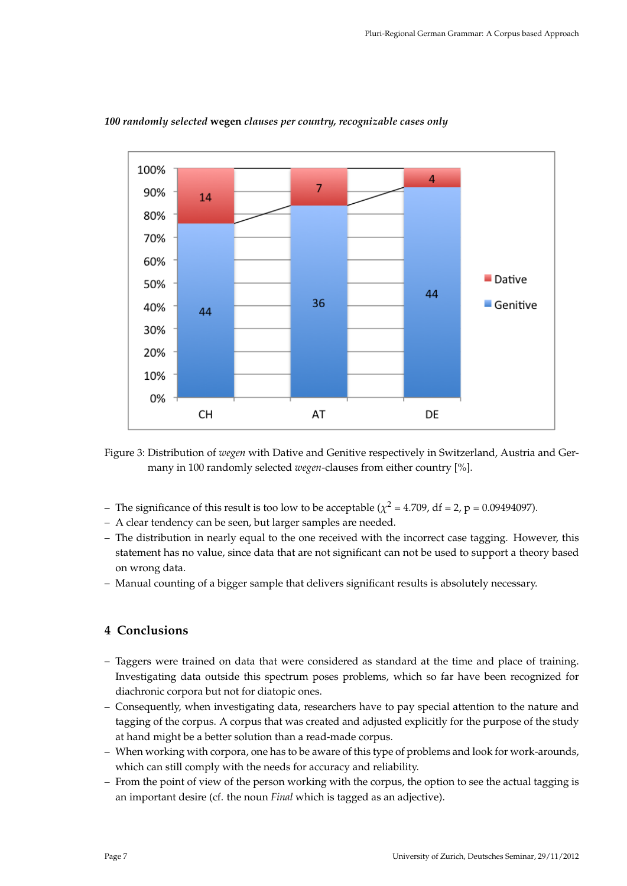*100 randomly selected* **wegen** *clauses per country, recognizable cases only*

Figure 3: Distribution of *wegen* with Dative and Genitive respectively in Switzerland, Austria and Germany in 100 randomly selected *wegen*-clauses from either country [%].

- The significance of this result is too low to be acceptable ($\chi^2$ = 4.709, df = 2, p = 0.09494097).
- A clear tendency can be seen, but larger samples are needed.
- The distribution in nearly equal to the one received with the incorrect case tagging. However, this statement has no value, since data that are not significant can not be used to support a theory based on wrong data.
- Manual counting of a bigger sample that delivers significant results is absolutely necessary.

## 4 Conclusions

- Taggers were trained on data that were considered as standard at the time and place of training. Investigating data outside this spectrum poses problems, which so far have been recognized for diachronic corpora but not for diatopic ones.
- Consequently, when investigating data, researchers have to pay special attention to the nature and tagging of the corpus. A corpus that was created and adjusted explicitly for the purpose of the study at hand might be a better solution than a read-made corpus.
- When working with corpora, one has to be aware of this type of problems and look for work-arounds, which can still comply with the needs for accuracy and reliability.
- From the point of view of the person working with the corpus, the option to see the actual tagging is an important desire (cf. the noun *Final* which is tagged as an adjective).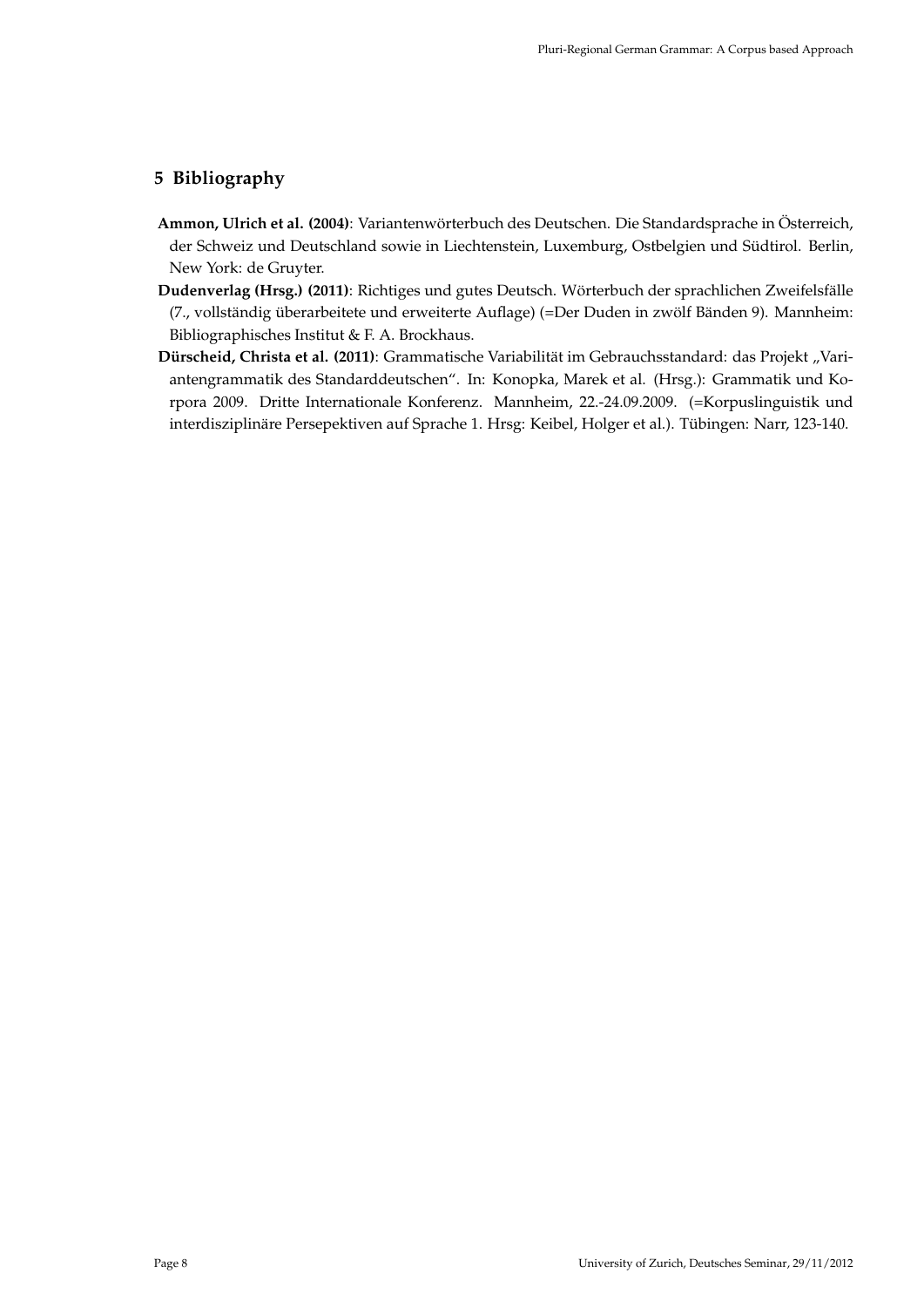## 5 Bibliography

**Ammon, Ulrich et al. (2004)**: Variantenwörterbuch des Deutschen. Die Standardsprache in Österreich, der Schweiz und Deutschland sowie in Liechtenstein, Luxemburg, Ostbelgien und Südtirol. Berlin, New York: de Gruyter.

**Dudenverlag (Hrsg.) (2011)**: Richtiges und gutes Deutsch. Wörterbuch der sprachlichen Zweifelsfälle (7., vollständig überarbeitete und erweiterte Auflage) (=Der Duden in zwölf Bänden 9). Mannheim: Bibliographisches Institut & F. A. Brockhaus.

**Dürscheid, Christa et al. (2011)**: Grammatische Variabilität im Gebrauchsstandard: das Projekt „Variantengrammatik des Standarddeutschen". In: Konopka, Marek et al. (Hrsg.): Grammatik und Korpora 2009. Dritte Internationale Konferenz. Mannheim, 22.-24.09.2009. (=Korpuslinguistik und interdisziplinäre Persepektiven auf Sprache 1. Hrsg: Keibel, Holger et al.). Tübingen: Narr, 123-140.